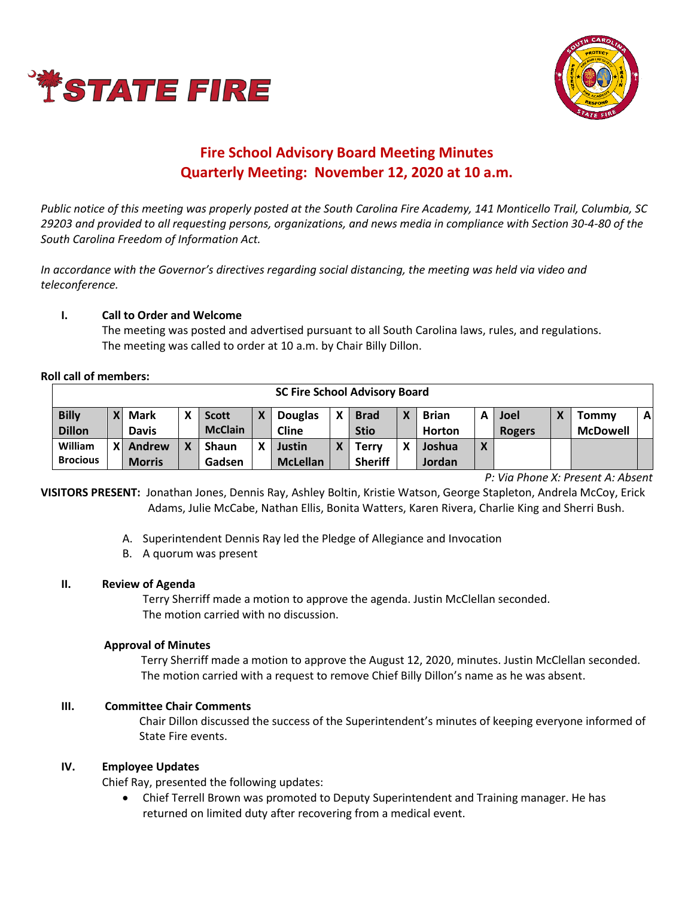# Fire School Advisory Board Meeting Minutes
## Quarterly Meeting: November 12, 2020 at 10 a.m.

*Public notice of this meeting was properly posted at the South Carolina Fire Academy, 141 Monticello Trail, Columbia, SC 29203 and provided to all requesting persons, organizations, and news media in compliance with Section 30-4-80 of the South Carolina Freedom of Information Act.*

*In accordance with the Governor's directives regarding social distancing, the meeting was held via video and teleconference.*

### I. Call to Order and Welcome

The meeting was posted and advertised pursuant to all South Carolina laws, rules, and regulations. The meeting was called to order at 10 a.m. by Chair Billy Dillon.

**Roll call of members:**

| SC Fire School Advisory Board | | | | | | | | | | | | | | | |
|---|---|---|---|---|---|---|---|---|---|---|---|---|---|---|---|
| **Billy Dillon** | X | **Mark Davis** | X | **Scott McClain** | X | **Douglas Cline** | X | **Brad Stio** | X | **Brian Horton** | A | **Joel Rogers** | X | **Tommy McDowell** | A |
| **William Brocious** | X | **Andrew Morris** | X | **Shaun Gadsen** | X | **Justin McLellan** | X | **Terry Sheriff** | X | **Joshua Jordan** | X | | | | |

*P: Via Phone X: Present A: Absent*

**VISITORS PRESENT:** Jonathan Jones, Dennis Ray, Ashley Boltin, Kristie Watson, George Stapleton, Andrela McCoy, Erick Adams, Julie McCabe, Nathan Ellis, Bonita Watters, Karen Rivera, Charlie King and Sherri Bush.

A. Superintendent Dennis Ray led the Pledge of Allegiance and Invocation
B. A quorum was present

### II. Review of Agenda

Terry Sherriff made a motion to approve the agenda. Justin McClellan seconded. The motion carried with no discussion.

**Approval of Minutes**

Terry Sherriff made a motion to approve the August 12, 2020, minutes. Justin McClellan seconded. The motion carried with a request to remove Chief Billy Dillon's name as he was absent.

### III. Committee Chair Comments

Chair Dillon discussed the success of the Superintendent's minutes of keeping everyone informed of State Fire events.

### IV. Employee Updates

Chief Ray, presented the following updates:

- Chief Terrell Brown was promoted to Deputy Superintendent and Training manager. He has returned on limited duty after recovering from a medical event.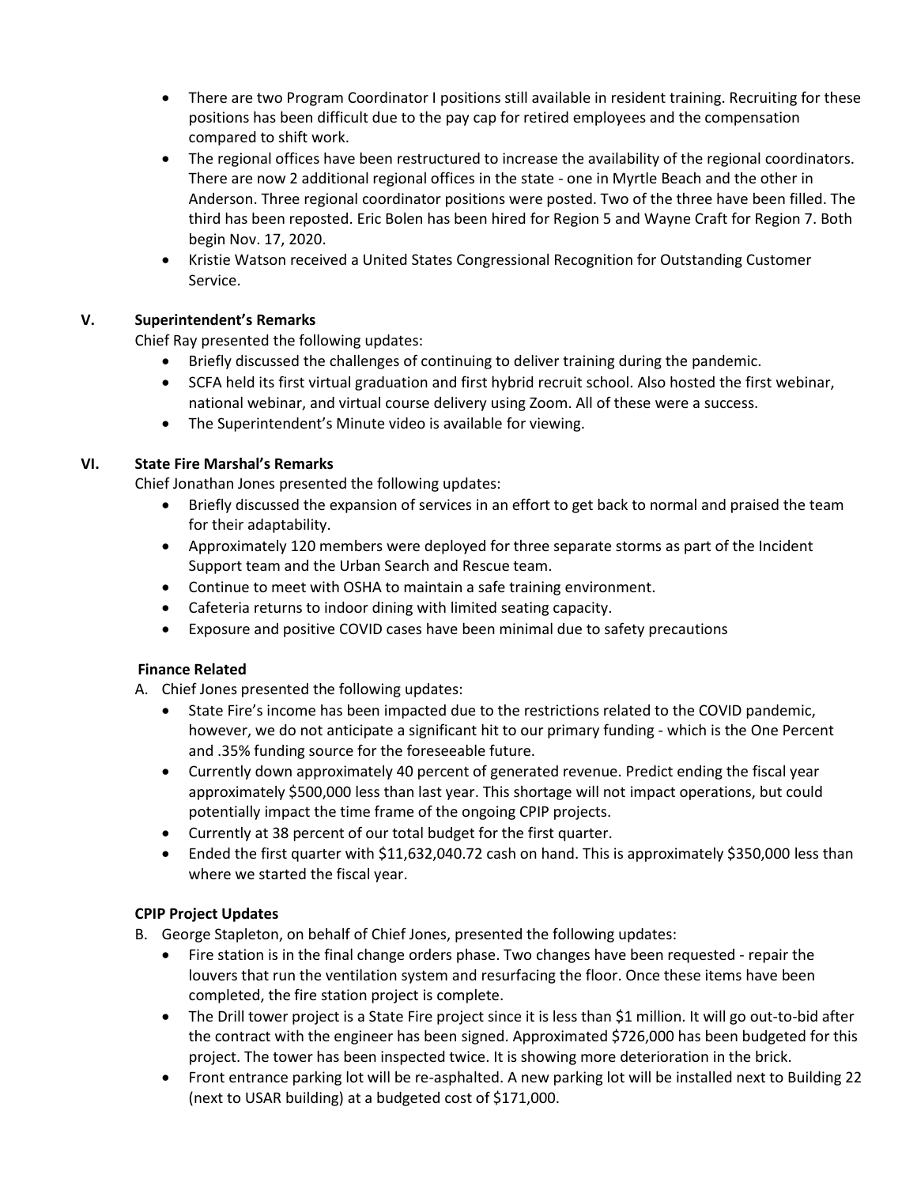- There are two Program Coordinator I positions still available in resident training. Recruiting for these positions has been difficult due to the pay cap for retired employees and the compensation compared to shift work.
- The regional offices have been restructured to increase the availability of the regional coordinators. There are now 2 additional regional offices in the state - one in Myrtle Beach and the other in Anderson. Three regional coordinator positions were posted. Two of the three have been filled. The third has been reposted. Eric Bolen has been hired for Region 5 and Wayne Craft for Region 7. Both begin Nov. 17, 2020.
- Kristie Watson received a United States Congressional Recognition for Outstanding Customer Service.

## V. Superintendent's Remarks

Chief Ray presented the following updates:

- Briefly discussed the challenges of continuing to deliver training during the pandemic.
- SCFA held its first virtual graduation and first hybrid recruit school. Also hosted the first webinar, national webinar, and virtual course delivery using Zoom. All of these were a success.
- The Superintendent's Minute video is available for viewing.

## VI. State Fire Marshal's Remarks

Chief Jonathan Jones presented the following updates:

- Briefly discussed the expansion of services in an effort to get back to normal and praised the team for their adaptability.
- Approximately 120 members were deployed for three separate storms as part of the Incident Support team and the Urban Search and Rescue team.
- Continue to meet with OSHA to maintain a safe training environment.
- Cafeteria returns to indoor dining with limited seating capacity.
- Exposure and positive COVID cases have been minimal due to safety precautions

### Finance Related

A. Chief Jones presented the following updates:

- State Fire's income has been impacted due to the restrictions related to the COVID pandemic, however, we do not anticipate a significant hit to our primary funding - which is the One Percent and .35% funding source for the foreseeable future.
- Currently down approximately 40 percent of generated revenue. Predict ending the fiscal year approximately $500,000 less than last year. This shortage will not impact operations, but could potentially impact the time frame of the ongoing CPIP projects.
- Currently at 38 percent of our total budget for the first quarter.
- Ended the first quarter with $11,632,040.72 cash on hand. This is approximately $350,000 less than where we started the fiscal year.

### CPIP Project Updates

B. George Stapleton, on behalf of Chief Jones, presented the following updates:

- Fire station is in the final change orders phase. Two changes have been requested - repair the louvers that run the ventilation system and resurfacing the floor. Once these items have been completed, the fire station project is complete.
- The Drill tower project is a State Fire project since it is less than $1 million. It will go out-to-bid after the contract with the engineer has been signed. Approximated $726,000 has been budgeted for this project. The tower has been inspected twice. It is showing more deterioration in the brick.
- Front entrance parking lot will be re-asphalted. A new parking lot will be installed next to Building 22 (next to USAR building) at a budgeted cost of $171,000.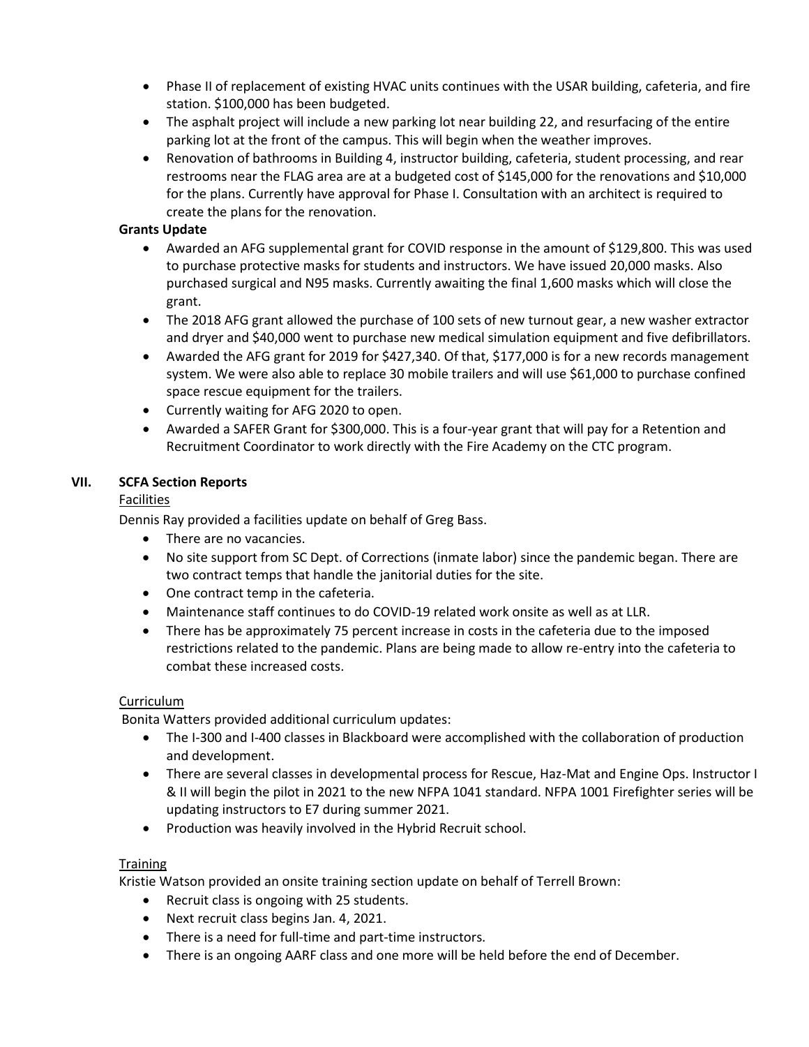- Phase II of replacement of existing HVAC units continues with the USAR building, cafeteria, and fire station. $100,000 has been budgeted.
- The asphalt project will include a new parking lot near building 22, and resurfacing of the entire parking lot at the front of the campus. This will begin when the weather improves.
- Renovation of bathrooms in Building 4, instructor building, cafeteria, student processing, and rear restrooms near the FLAG area are at a budgeted cost of $145,000 for the renovations and $10,000 for the plans. Currently have approval for Phase I. Consultation with an architect is required to create the plans for the renovation.

**Grants Update**

- Awarded an AFG supplemental grant for COVID response in the amount of $129,800. This was used to purchase protective masks for students and instructors. We have issued 20,000 masks. Also purchased surgical and N95 masks. Currently awaiting the final 1,600 masks which will close the grant.
- The 2018 AFG grant allowed the purchase of 100 sets of new turnout gear, a new washer extractor and dryer and $40,000 went to purchase new medical simulation equipment and five defibrillators.
- Awarded the AFG grant for 2019 for $427,340. Of that, $177,000 is for a new records management system. We were also able to replace 30 mobile trailers and will use $61,000 to purchase confined space rescue equipment for the trailers.
- Currently waiting for AFG 2020 to open.
- Awarded a SAFER Grant for $300,000. This is a four-year grant that will pay for a Retention and Recruitment Coordinator to work directly with the Fire Academy on the CTC program.

## VII. SCFA Section Reports

Facilities

Dennis Ray provided a facilities update on behalf of Greg Bass.

- There are no vacancies.
- No site support from SC Dept. of Corrections (inmate labor) since the pandemic began. There are two contract temps that handle the janitorial duties for the site.
- One contract temp in the cafeteria.
- Maintenance staff continues to do COVID-19 related work onsite as well as at LLR.
- There has be approximately 75 percent increase in costs in the cafeteria due to the imposed restrictions related to the pandemic. Plans are being made to allow re-entry into the cafeteria to combat these increased costs.

Curriculum

Bonita Watters provided additional curriculum updates:

- The I-300 and I-400 classes in Blackboard were accomplished with the collaboration of production and development.
- There are several classes in developmental process for Rescue, Haz-Mat and Engine Ops. Instructor I & II will begin the pilot in 2021 to the new NFPA 1041 standard. NFPA 1001 Firefighter series will be updating instructors to E7 during summer 2021.
- Production was heavily involved in the Hybrid Recruit school.

Training

Kristie Watson provided an onsite training section update on behalf of Terrell Brown:

- Recruit class is ongoing with 25 students.
- Next recruit class begins Jan. 4, 2021.
- There is a need for full-time and part-time instructors.
- There is an ongoing AARF class and one more will be held before the end of December.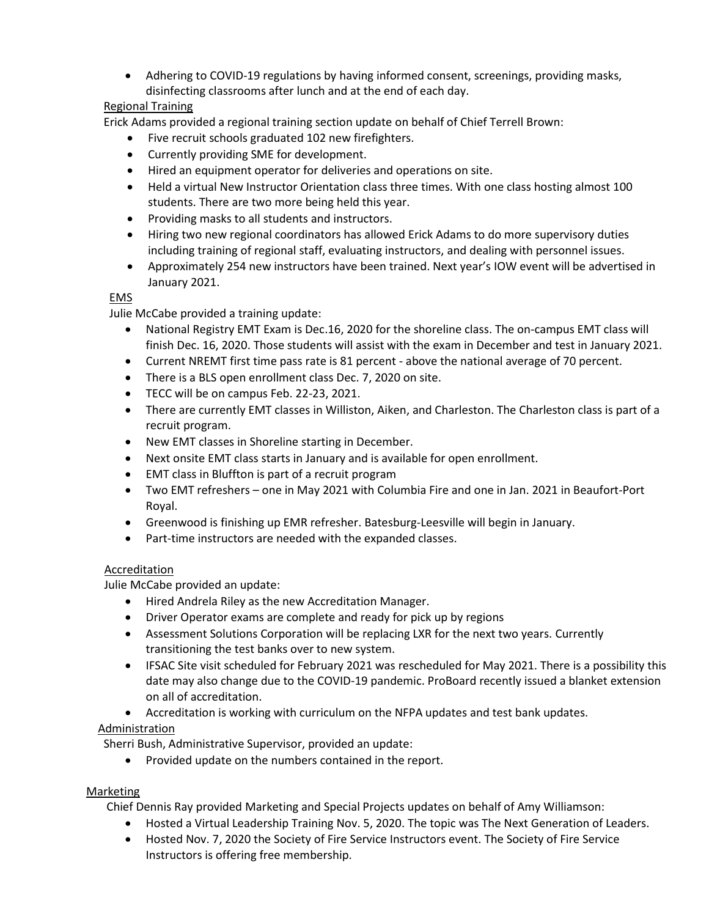- Adhering to COVID-19 regulations by having informed consent, screenings, providing masks, disinfecting classrooms after lunch and at the end of each day.

Regional Training

Erick Adams provided a regional training section update on behalf of Chief Terrell Brown:

- Five recruit schools graduated 102 new firefighters.
- Currently providing SME for development.
- Hired an equipment operator for deliveries and operations on site.
- Held a virtual New Instructor Orientation class three times. With one class hosting almost 100 students. There are two more being held this year.
- Providing masks to all students and instructors.
- Hiring two new regional coordinators has allowed Erick Adams to do more supervisory duties including training of regional staff, evaluating instructors, and dealing with personnel issues.
- Approximately 254 new instructors have been trained. Next year's IOW event will be advertised in January 2021.

EMS

Julie McCabe provided a training update:

- National Registry EMT Exam is Dec.16, 2020 for the shoreline class. The on-campus EMT class will finish Dec. 16, 2020. Those students will assist with the exam in December and test in January 2021.
- Current NREMT first time pass rate is 81 percent - above the national average of 70 percent.
- There is a BLS open enrollment class Dec. 7, 2020 on site.
- TECC will be on campus Feb. 22-23, 2021.
- There are currently EMT classes in Williston, Aiken, and Charleston. The Charleston class is part of a recruit program.
- New EMT classes in Shoreline starting in December.
- Next onsite EMT class starts in January and is available for open enrollment.
- EMT class in Bluffton is part of a recruit program
- Two EMT refreshers – one in May 2021 with Columbia Fire and one in Jan. 2021 in Beaufort-Port Royal.
- Greenwood is finishing up EMR refresher. Batesburg-Leesville will begin in January.
- Part-time instructors are needed with the expanded classes.

Accreditation

Julie McCabe provided an update:

- Hired Andrela Riley as the new Accreditation Manager.
- Driver Operator exams are complete and ready for pick up by regions
- Assessment Solutions Corporation will be replacing LXR for the next two years. Currently transitioning the test banks over to new system.
- IFSAC Site visit scheduled for February 2021 was rescheduled for May 2021. There is a possibility this date may also change due to the COVID-19 pandemic. ProBoard recently issued a blanket extension on all of accreditation.
- Accreditation is working with curriculum on the NFPA updates and test bank updates.

Administration

Sherri Bush, Administrative Supervisor, provided an update:

- Provided update on the numbers contained in the report.

Marketing

Chief Dennis Ray provided Marketing and Special Projects updates on behalf of Amy Williamson:

- Hosted a Virtual Leadership Training Nov. 5, 2020. The topic was The Next Generation of Leaders.
- Hosted Nov. 7, 2020 the Society of Fire Service Instructors event. The Society of Fire Service Instructors is offering free membership.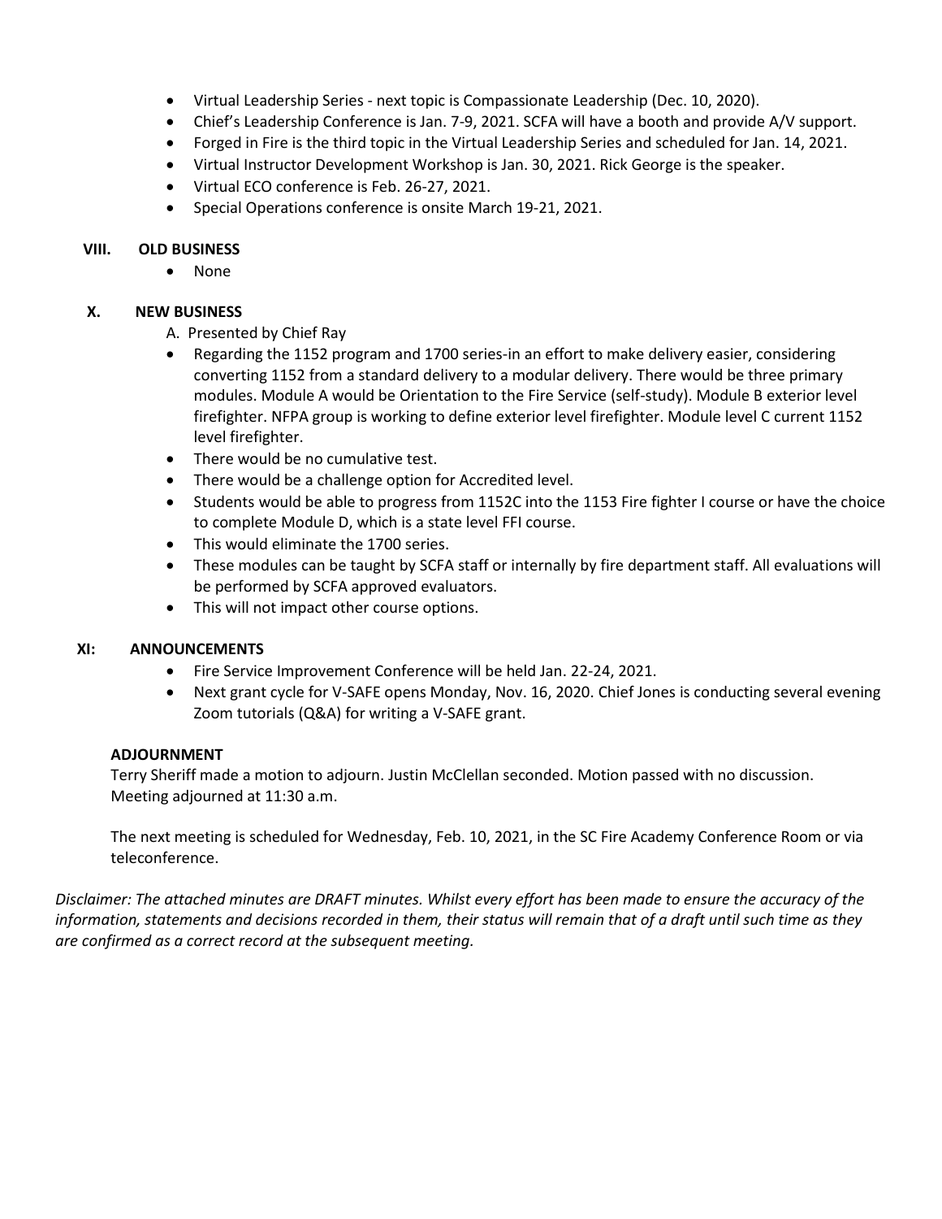- Virtual Leadership Series - next topic is Compassionate Leadership (Dec. 10, 2020).
- Chief's Leadership Conference is Jan. 7-9, 2021. SCFA will have a booth and provide A/V support.
- Forged in Fire is the third topic in the Virtual Leadership Series and scheduled for Jan. 14, 2021.
- Virtual Instructor Development Workshop is Jan. 30, 2021. Rick George is the speaker.
- Virtual ECO conference is Feb. 26-27, 2021.
- Special Operations conference is onsite March 19-21, 2021.

## VIII. OLD BUSINESS

- None

## X. NEW BUSINESS

A. Presented by Chief Ray

- Regarding the 1152 program and 1700 series-in an effort to make delivery easier, considering converting 1152 from a standard delivery to a modular delivery. There would be three primary modules. Module A would be Orientation to the Fire Service (self-study). Module B exterior level firefighter. NFPA group is working to define exterior level firefighter. Module level C current 1152 level firefighter.
- There would be no cumulative test.
- There would be a challenge option for Accredited level.
- Students would be able to progress from 1152C into the 1153 Fire fighter I course or have the choice to complete Module D, which is a state level FFI course.
- This would eliminate the 1700 series.
- These modules can be taught by SCFA staff or internally by fire department staff. All evaluations will be performed by SCFA approved evaluators.
- This will not impact other course options.

## XI: ANNOUNCEMENTS

- Fire Service Improvement Conference will be held Jan. 22-24, 2021.
- Next grant cycle for V-SAFE opens Monday, Nov. 16, 2020. Chief Jones is conducting several evening Zoom tutorials (Q&A) for writing a V-SAFE grant.

**ADJOURNMENT**

Terry Sheriff made a motion to adjourn. Justin McClellan seconded. Motion passed with no discussion. Meeting adjourned at 11:30 a.m.

The next meeting is scheduled for Wednesday, Feb. 10, 2021, in the SC Fire Academy Conference Room or via teleconference.

*Disclaimer: The attached minutes are DRAFT minutes. Whilst every effort has been made to ensure the accuracy of the information, statements and decisions recorded in them, their status will remain that of a draft until such time as they are confirmed as a correct record at the subsequent meeting.*